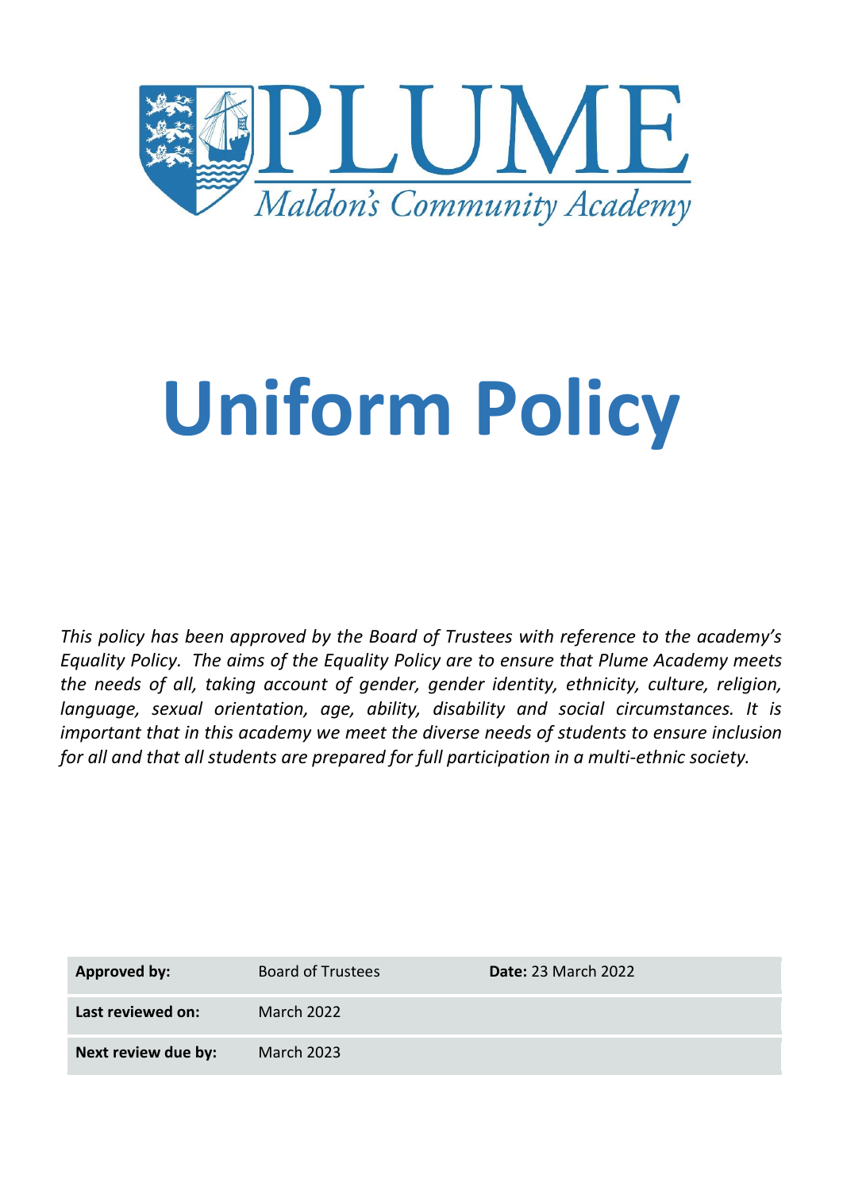# PLUME

*Maldon's Community Academy*

# Uniform Policy

*This policy has been approved by the Board of Trustees with reference to the academy's Equality Policy. The aims of the Equality Policy are to ensure that Plume Academy meets the needs of all, taking account of gender, gender identity, ethnicity, culture, religion, language, sexual orientation, age, ability, disability and social circumstances. It is important that in this academy we meet the diverse needs of students to ensure inclusion for all and that all students are prepared for full participation in a multi-ethnic society.*

| **Approved by:** | Board of Trustees | **Date:** 23 March 2022 |
|---|---|---|
| **Last reviewed on:** | March 2022 | |
| **Next review due by:** | March 2023 | |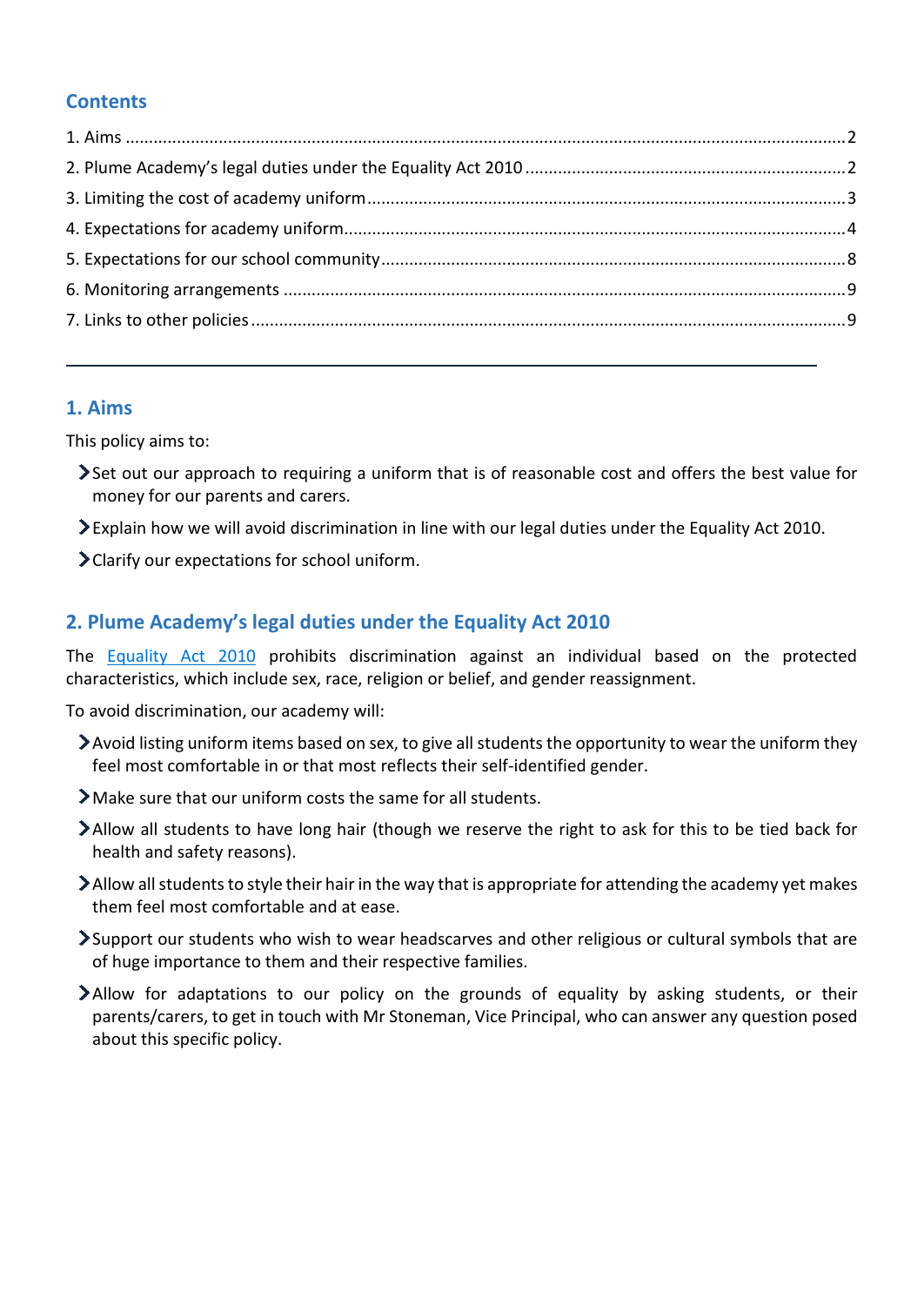## Contents

1. Aims ........................................................................................................................................2
2. Plume Academy's legal duties under the Equality Act 2010 ....................................................................2
3. Limiting the cost of academy uniform.....................................................................................................3
4. Expectations for academy uniform..........................................................................................................4
5. Expectations for our school community...................................................................................................8
6. Monitoring arrangements .......................................................................................................................9
7. Links to other policies .............................................................................................................................9

---

## 1. Aims

This policy aims to:

- Set out our approach to requiring a uniform that is of reasonable cost and offers the best value for money for our parents and carers.
- Explain how we will avoid discrimination in line with our legal duties under the Equality Act 2010.
- Clarify our expectations for school uniform.

## 2. Plume Academy's legal duties under the Equality Act 2010

The Equality Act 2010 prohibits discrimination against an individual based on the protected characteristics, which include sex, race, religion or belief, and gender reassignment.

To avoid discrimination, our academy will:

- Avoid listing uniform items based on sex, to give all students the opportunity to wear the uniform they feel most comfortable in or that most reflects their self-identified gender.
- Make sure that our uniform costs the same for all students.
- Allow all students to have long hair (though we reserve the right to ask for this to be tied back for health and safety reasons).
- Allow all students to style their hair in the way that is appropriate for attending the academy yet makes them feel most comfortable and at ease.
- Support our students who wish to wear headscarves and other religious or cultural symbols that are of huge importance to them and their respective families.
- Allow for adaptations to our policy on the grounds of equality by asking students, or their parents/carers, to get in touch with Mr Stoneman, Vice Principal, who can answer any question posed about this specific policy.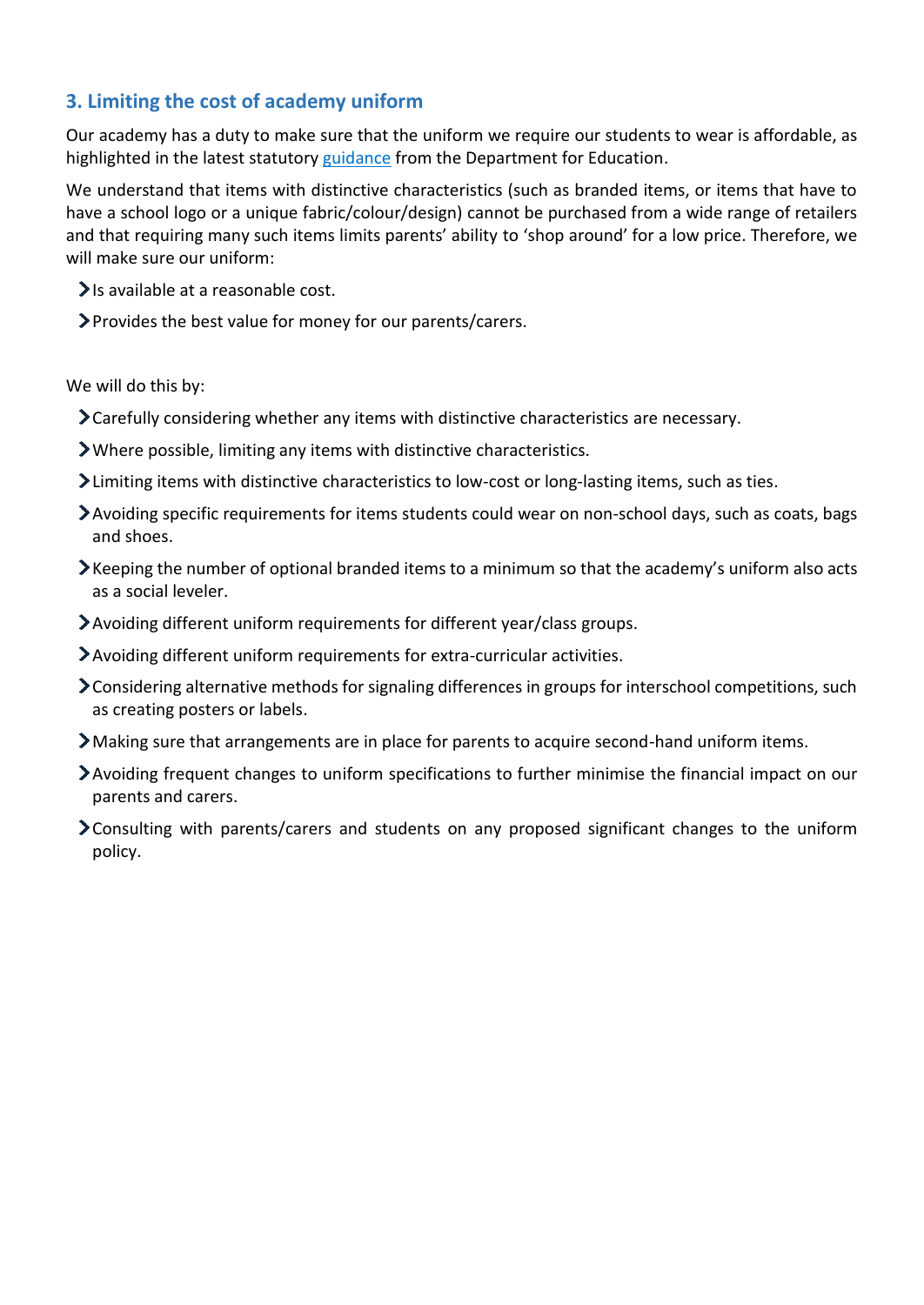## 3. Limiting the cost of academy uniform

Our academy has a duty to make sure that the uniform we require our students to wear is affordable, as highlighted in the latest statutory [guidance](guidance) from the Department for Education.

We understand that items with distinctive characteristics (such as branded items, or items that have to have a school logo or a unique fabric/colour/design) cannot be purchased from a wide range of retailers and that requiring many such items limits parents' ability to 'shop around' for a low price. Therefore, we will make sure our uniform:

- Is available at a reasonable cost.
- Provides the best value for money for our parents/carers.

We will do this by:

- Carefully considering whether any items with distinctive characteristics are necessary.
- Where possible, limiting any items with distinctive characteristics.
- Limiting items with distinctive characteristics to low-cost or long-lasting items, such as ties.
- Avoiding specific requirements for items students could wear on non-school days, such as coats, bags and shoes.
- Keeping the number of optional branded items to a minimum so that the academy's uniform also acts as a social leveler.
- Avoiding different uniform requirements for different year/class groups.
- Avoiding different uniform requirements for extra-curricular activities.
- Considering alternative methods for signaling differences in groups for interschool competitions, such as creating posters or labels.
- Making sure that arrangements are in place for parents to acquire second-hand uniform items.
- Avoiding frequent changes to uniform specifications to further minimise the financial impact on our parents and carers.
- Consulting with parents/carers and students on any proposed significant changes to the uniform policy.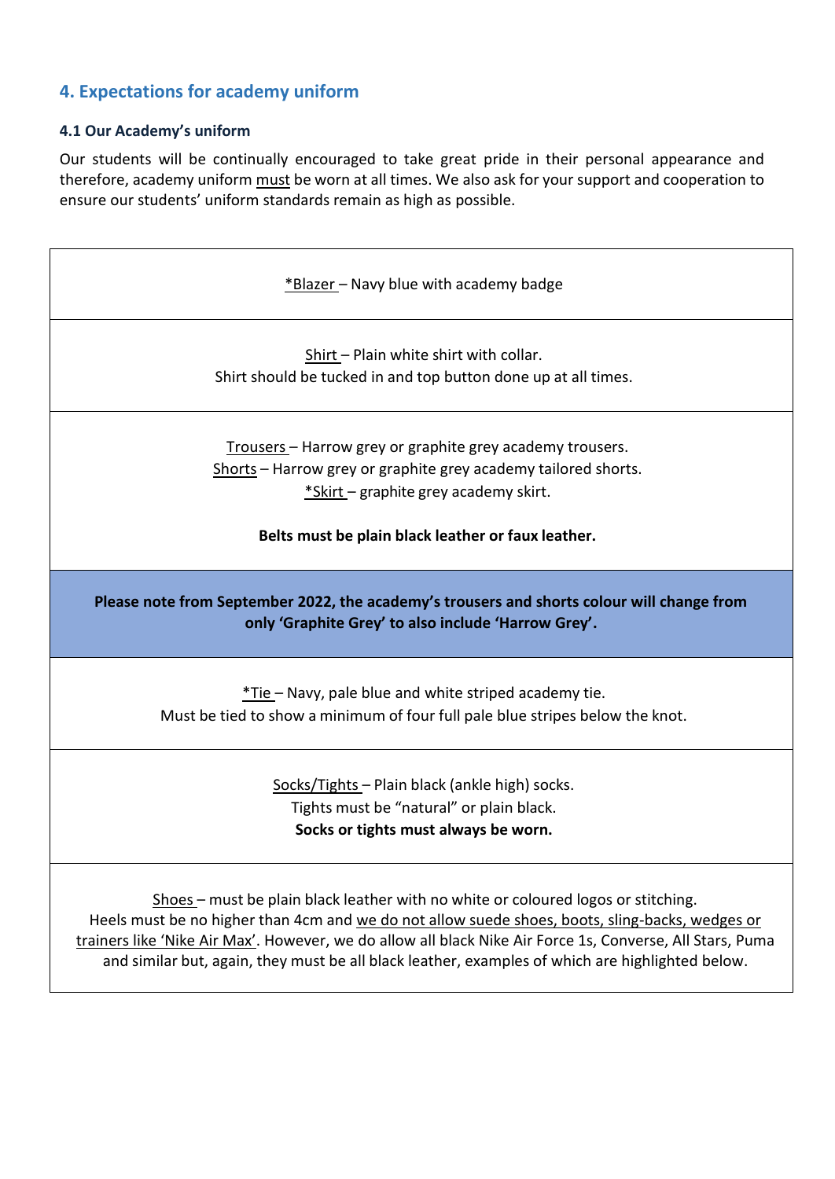## 4. Expectations for academy uniform

### 4.1 Our Academy's uniform

Our students will be continually encouraged to take great pride in their personal appearance and therefore, academy uniform must be worn at all times. We also ask for your support and cooperation to ensure our students' uniform standards remain as high as possible.

| |
|---|
| *Blazer – Navy blue with academy badge |
| Shirt – Plain white shirt with collar.<br>Shirt should be tucked in and top button done up at all times. |
| Trousers – Harrow grey or graphite grey academy trousers.<br>Shorts – Harrow grey or graphite grey academy tailored shorts.<br>*Skirt – graphite grey academy skirt.<br><br>**Belts must be plain black leather or faux leather.** |
| **Please note from September 2022, the academy's trousers and shorts colour will change from only 'Graphite Grey' to also include 'Harrow Grey'.** |
| *Tie – Navy, pale blue and white striped academy tie.<br>Must be tied to show a minimum of four full pale blue stripes below the knot. |
| Socks/Tights – Plain black (ankle high) socks.<br>Tights must be "natural" or plain black.<br>**Socks or tights must always be worn.** |
| Shoes – must be plain black leather with no white or coloured logos or stitching.<br>Heels must be no higher than 4cm and we do not allow suede shoes, boots, sling-backs, wedges or trainers like 'Nike Air Max'. However, we do allow all black Nike Air Force 1s, Converse, All Stars, Puma and similar but, again, they must be all black leather, examples of which are highlighted below. |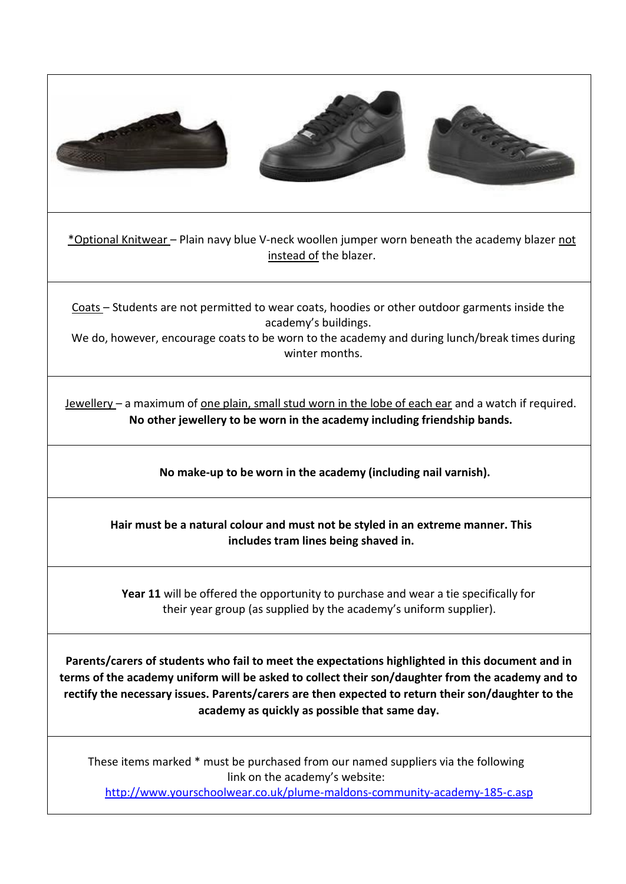*Optional Knitwear – Plain navy blue V-neck woollen jumper worn beneath the academy blazer not instead of the blazer.

Coats – Students are not permitted to wear coats, hoodies or other outdoor garments inside the academy's buildings.
We do, however, encourage coats to be worn to the academy and during lunch/break times during winter months.

Jewellery – a maximum of one plain, small stud worn in the lobe of each ear and a watch if required. **No other jewellery to be worn in the academy including friendship bands.**

**No make-up to be worn in the academy (including nail varnish).**

**Hair must be a natural colour and must not be styled in an extreme manner. This includes tram lines being shaved in.**

**Year 11** will be offered the opportunity to purchase and wear a tie specifically for their year group (as supplied by the academy's uniform supplier).

**Parents/carers of students who fail to meet the expectations highlighted in this document and in terms of the academy uniform will be asked to collect their son/daughter from the academy and to rectify the necessary issues. Parents/carers are then expected to return their son/daughter to the academy as quickly as possible that same day.**

These items marked * must be purchased from our named suppliers via the following link on the academy's website:
http://www.yourschoolwear.co.uk/plume-maldons-community-academy-185-c.asp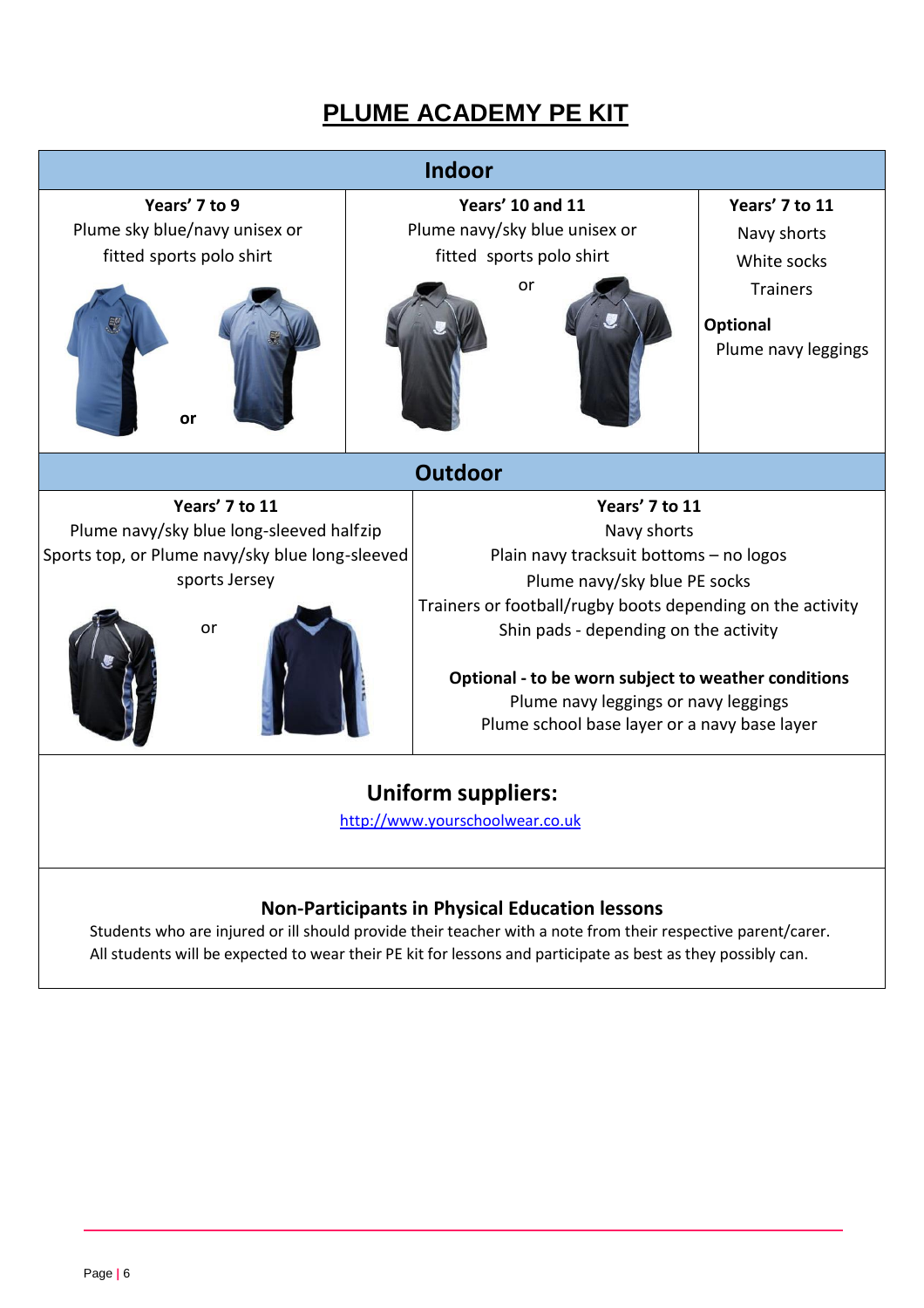# PLUME ACADEMY PE KIT

## Indoor

| Years' 7 to 9 | Years' 10 and 11 | Years' 7 to 11 |
|---|---|---|
| Plume sky blue/navy unisex or fitted sports polo shirt<br>or | Plume navy/sky blue unisex or fitted sports polo shirt<br>or | Navy shorts<br>White socks<br>Trainers<br>**Optional**<br>Plume navy leggings |

## Outdoor

| Years' 7 to 11 | Years' 7 to 11 |
|---|---|
| Plume navy/sky blue long-sleeved halfzip Sports top, or Plume navy/sky blue long-sleeved sports Jersey<br>or | Navy shorts<br>Plain navy tracksuit bottoms – no logos<br>Plume navy/sky blue PE socks<br>Trainers or football/rugby boots depending on the activity<br>Shin pads - depending on the activity<br>**Optional - to be worn subject to weather conditions**<br>Plume navy leggings or navy leggings<br>Plume school base layer or a navy base layer |

## Uniform suppliers:

http://www.yourschoolwear.co.uk

### Non-Participants in Physical Education lessons

Students who are injured or ill should provide their teacher with a note from their respective parent/carer.
All students will be expected to wear their PE kit for lessons and participate as best as they possibly can.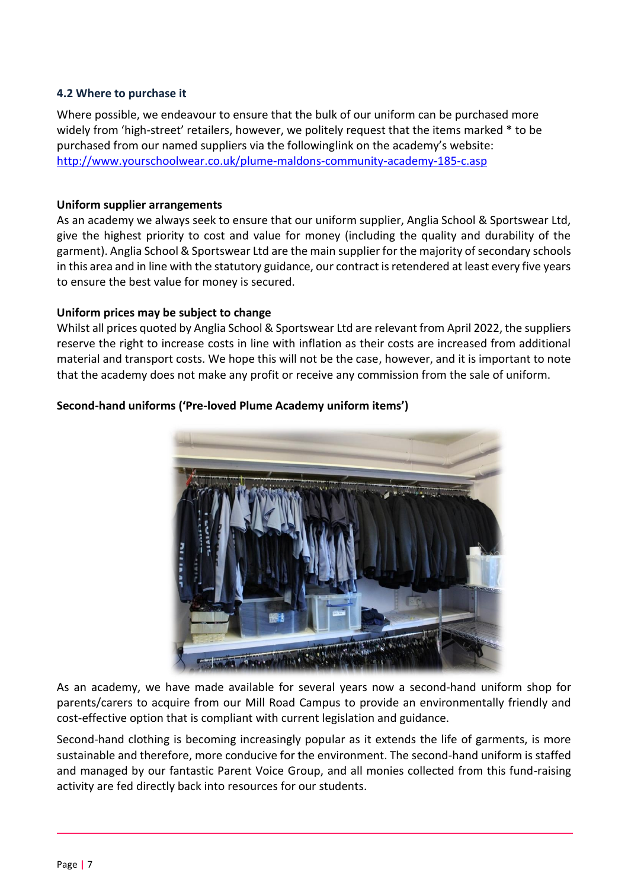### 4.2 Where to purchase it

Where possible, we endeavour to ensure that the bulk of our uniform can be purchased more widely from 'high-street' retailers, however, we politely request that the items marked * to be purchased from our named suppliers via the followinglink on the academy's website: [http://www.yourschoolwear.co.uk/plume-maldons-community-academy-185-c.asp](http://www.yourschoolwear.co.uk/plume-maldons-community-academy-185-c.asp)

**Uniform supplier arrangements**

As an academy we always seek to ensure that our uniform supplier, Anglia School & Sportswear Ltd, give the highest priority to cost and value for money (including the quality and durability of the garment). Anglia School & Sportswear Ltd are the main supplier for the majority of secondary schools in this area and in line with the statutory guidance, our contract is retendered at least every five years to ensure the best value for money is secured.

**Uniform prices may be subject to change**

Whilst all prices quoted by Anglia School & Sportswear Ltd are relevant from April 2022, the suppliers reserve the right to increase costs in line with inflation as their costs are increased from additional material and transport costs. We hope this will not be the case, however, and it is important to note that the academy does not make any profit or receive any commission from the sale of uniform.

**Second-hand uniforms ('Pre-loved Plume Academy uniform items')**

As an academy, we have made available for several years now a second-hand uniform shop for parents/carers to acquire from our Mill Road Campus to provide an environmentally friendly and cost-effective option that is compliant with current legislation and guidance.

Second-hand clothing is becoming increasingly popular as it extends the life of garments, is more sustainable and therefore, more conducive for the environment. The second-hand uniform is staffed and managed by our fantastic Parent Voice Group, and all monies collected from this fund-raising activity are fed directly back into resources for our students.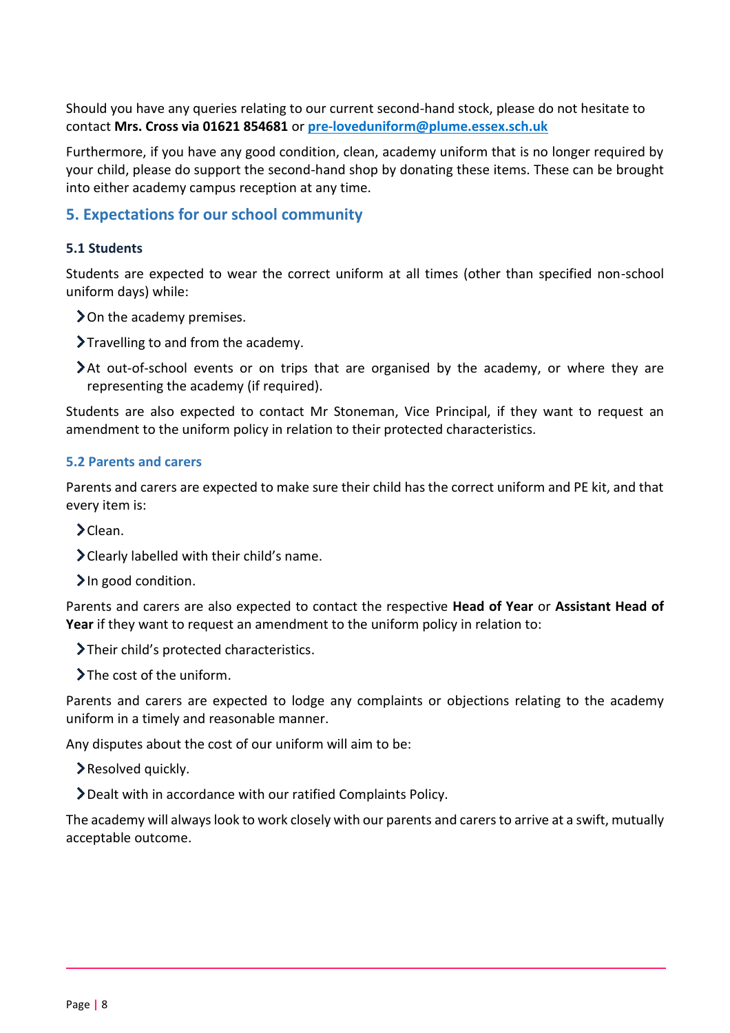Should you have any queries relating to our current second-hand stock, please do not hesitate to contact **Mrs. Cross via 01621 854681** or **[pre-loveduniform@plume.essex.sch.uk](mailto:pre-loveduniform@plume.essex.sch.uk)**

Furthermore, if you have any good condition, clean, academy uniform that is no longer required by your child, please do support the second-hand shop by donating these items. These can be brought into either academy campus reception at any time.

## 5. Expectations for our school community

### 5.1 Students

Students are expected to wear the correct uniform at all times (other than specified non-school uniform days) while:

- On the academy premises.
- Travelling to and from the academy.
- At out-of-school events or on trips that are organised by the academy, or where they are representing the academy (if required).

Students are also expected to contact Mr Stoneman, Vice Principal, if they want to request an amendment to the uniform policy in relation to their protected characteristics.

### 5.2 Parents and carers

Parents and carers are expected to make sure their child has the correct uniform and PE kit, and that every item is:

- Clean.
- Clearly labelled with their child's name.
- In good condition.

Parents and carers are also expected to contact the respective **Head of Year** or **Assistant Head of Year** if they want to request an amendment to the uniform policy in relation to:

- Their child's protected characteristics.
- The cost of the uniform.

Parents and carers are expected to lodge any complaints or objections relating to the academy uniform in a timely and reasonable manner.

Any disputes about the cost of our uniform will aim to be:

- Resolved quickly.
- Dealt with in accordance with our ratified Complaints Policy.

The academy will always look to work closely with our parents and carers to arrive at a swift, mutually acceptable outcome.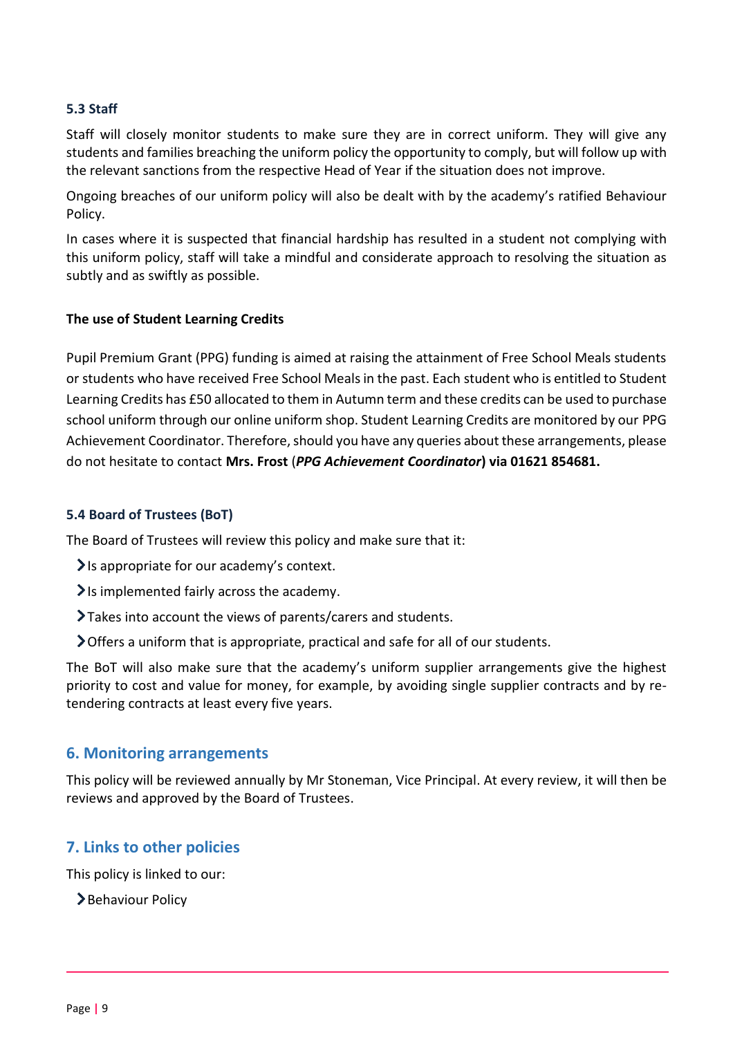### 5.3 Staff

Staff will closely monitor students to make sure they are in correct uniform. They will give any students and families breaching the uniform policy the opportunity to comply, but will follow up with the relevant sanctions from the respective Head of Year if the situation does not improve.

Ongoing breaches of our uniform policy will also be dealt with by the academy's ratified Behaviour Policy.

In cases where it is suspected that financial hardship has resulted in a student not complying with this uniform policy, staff will take a mindful and considerate approach to resolving the situation as subtly and as swiftly as possible.

**The use of Student Learning Credits**

Pupil Premium Grant (PPG) funding is aimed at raising the attainment of Free School Meals students or students who have received Free School Meals in the past. Each student who is entitled to Student Learning Credits has £50 allocated to them in Autumn term and these credits can be used to purchase school uniform through our online uniform shop. Student Learning Credits are monitored by our PPG Achievement Coordinator. Therefore, should you have any queries about these arrangements, please do not hesitate to contact **Mrs. Frost** (***PPG Achievement Coordinator*****) via 01621 854681.**

### 5.4 Board of Trustees (BoT)

The Board of Trustees will review this policy and make sure that it:

- Is appropriate for our academy's context.
- Is implemented fairly across the academy.
- Takes into account the views of parents/carers and students.
- Offers a uniform that is appropriate, practical and safe for all of our students.

The BoT will also make sure that the academy's uniform supplier arrangements give the highest priority to cost and value for money, for example, by avoiding single supplier contracts and by re-tendering contracts at least every five years.

## 6. Monitoring arrangements

This policy will be reviewed annually by Mr Stoneman, Vice Principal. At every review, it will then be reviews and approved by the Board of Trustees.

## 7. Links to other policies

This policy is linked to our:

- Behaviour Policy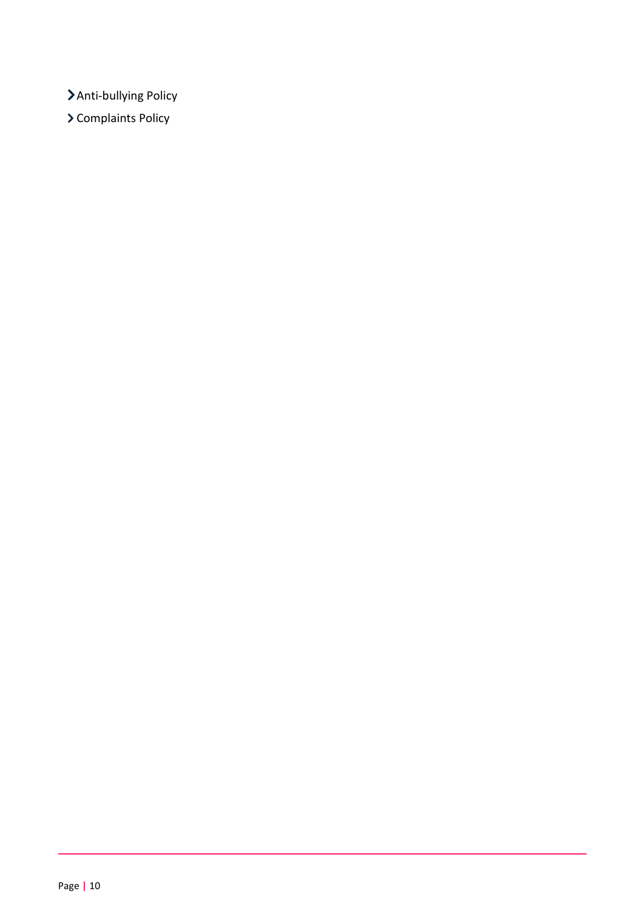- Anti-bullying Policy
- Complaints Policy